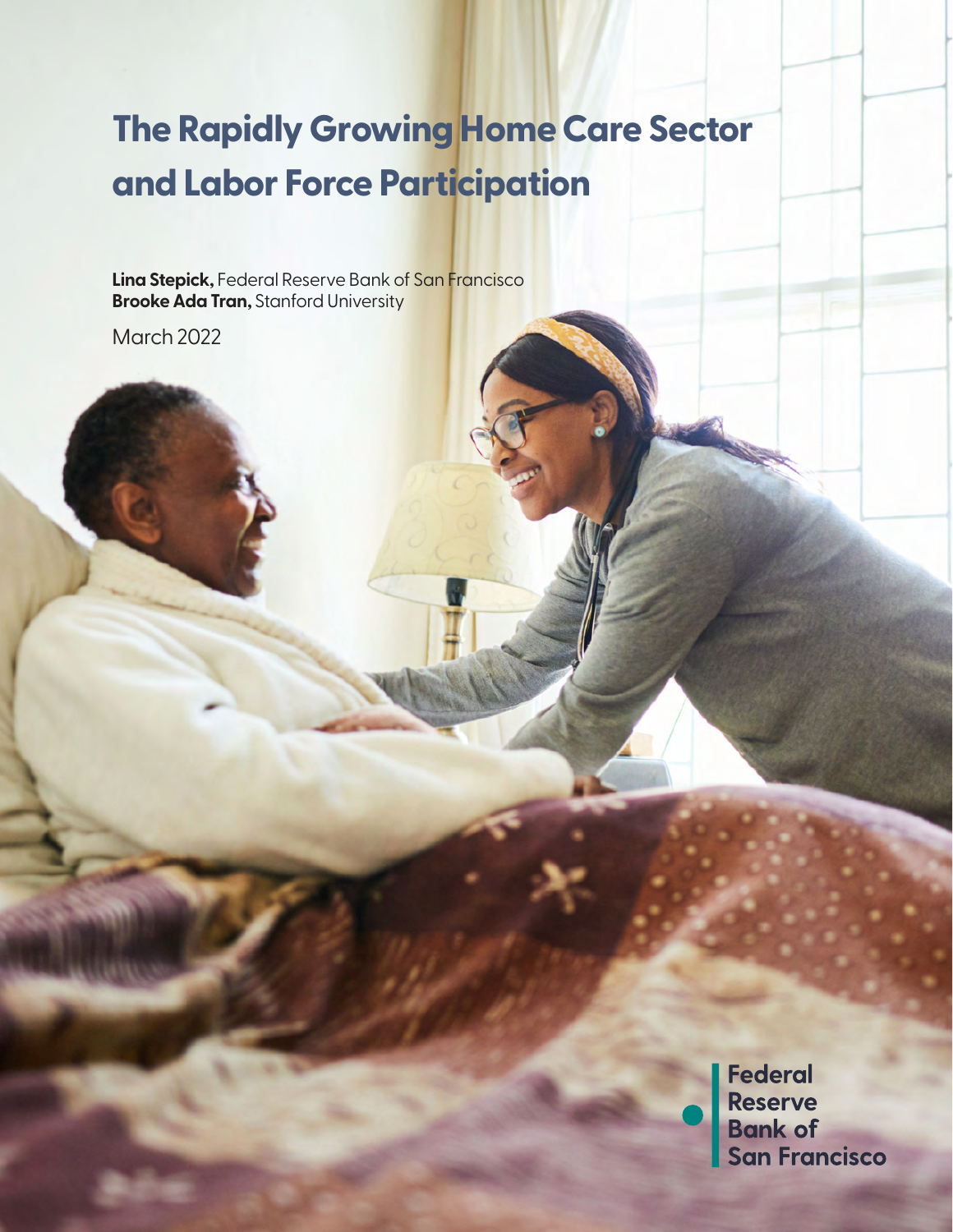# The Rapidly Growing Home Care Sector and Labor Force Participation

**Lina Stepick,** Federal Reserve Bank of San Francisco
**Brooke Ada Tran,** Stanford University

March 2022

Federal Reserve Bank of San Francisco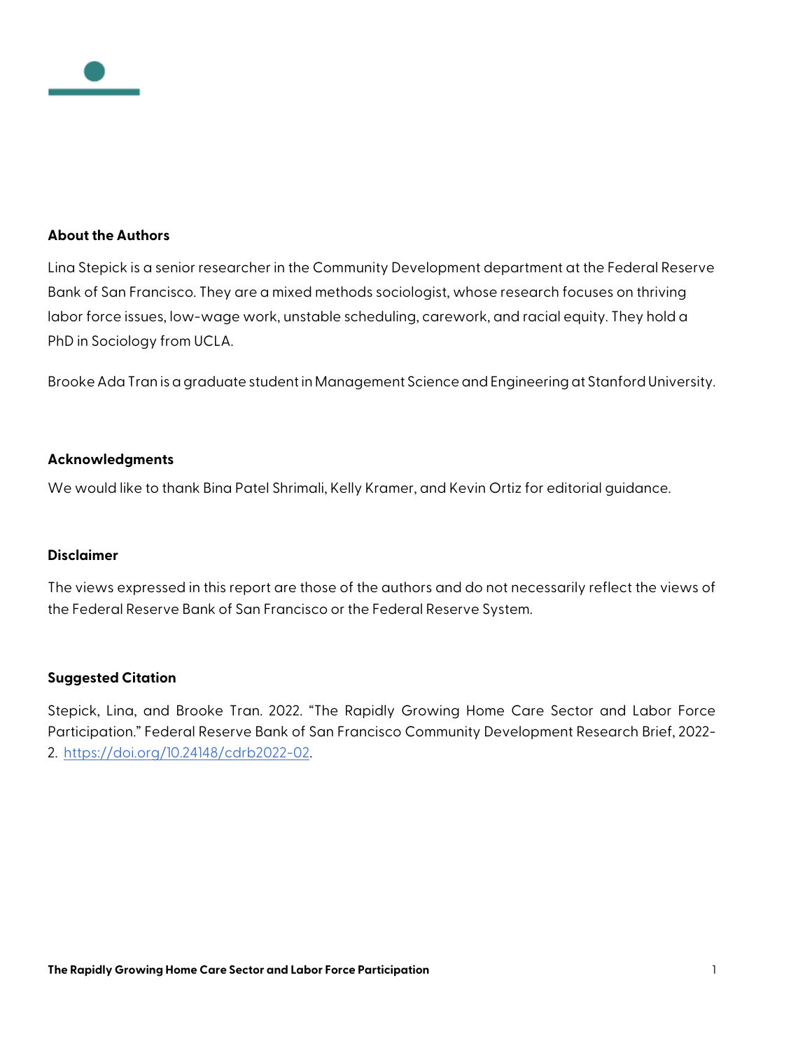### About the Authors

Lina Stepick is a senior researcher in the Community Development department at the Federal Reserve Bank of San Francisco. They are a mixed methods sociologist, whose research focuses on thriving labor force issues, low-wage work, unstable scheduling, carework, and racial equity. They hold a PhD in Sociology from UCLA.

Brooke Ada Tran is a graduate student in Management Science and Engineering at Stanford University.

### Acknowledgments

We would like to thank Bina Patel Shrimali, Kelly Kramer, and Kevin Ortiz for editorial guidance.

### Disclaimer

The views expressed in this report are those of the authors and do not necessarily reflect the views of the Federal Reserve Bank of San Francisco or the Federal Reserve System.

### Suggested Citation

Stepick, Lina, and Brooke Tran. 2022. "The Rapidly Growing Home Care Sector and Labor Force Participation." Federal Reserve Bank of San Francisco Community Development Research Brief, 2022-2. https://doi.org/10.24148/cdrb2022-02.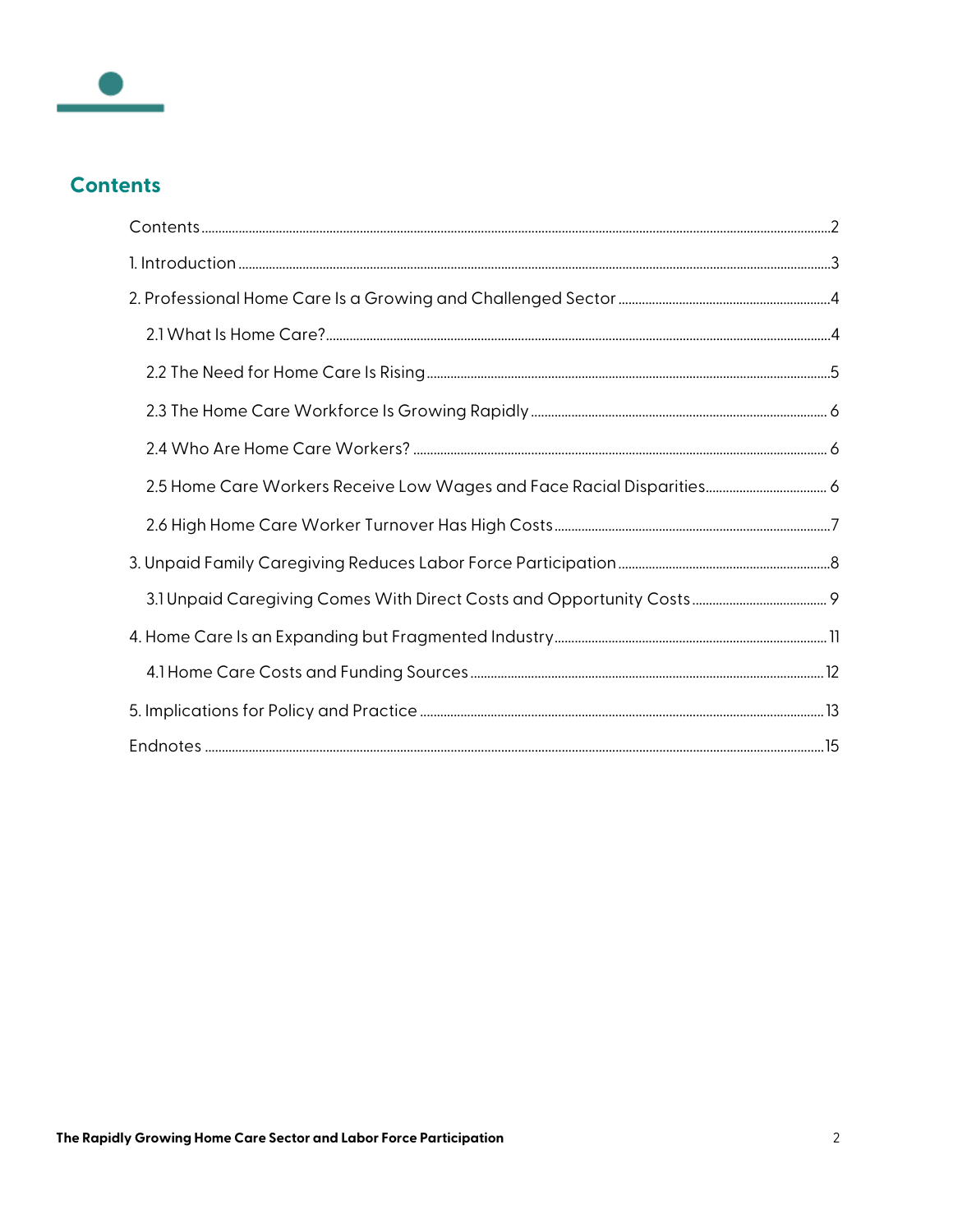## Contents

Contents ....................................................................................................................................................2

1. Introduction ...............................................................................................................................................3

2. Professional Home Care Is a Growing and Challenged Sector ...........................................................4

  2.1 What Is Home Care? ..........................................................................................................................4

  2.2 The Need for Home Care Is Rising ...................................................................................................5

  2.3 The Home Care Workforce Is Growing Rapidly .............................................................................. 6

  2.4 Who Are Home Care Workers? ......................................................................................................... 6

  2.5 Home Care Workers Receive Low Wages and Face Racial Disparities ........................................ 6

  2.6 High Home Care Worker Turnover Has High Costs ........................................................................7

3. Unpaid Family Caregiving Reduces Labor Force Participation ..........................................................8

  3.1 Unpaid Caregiving Comes With Direct Costs and Opportunity Costs ......................................... 9

4. Home Care Is an Expanding but Fragmented Industry ...................................................................... 11

  4.1 Home Care Costs and Funding Sources ......................................................................................... 12

5. Implications for Policy and Practice ..................................................................................................... 13

Endnotes ...................................................................................................................................................... 15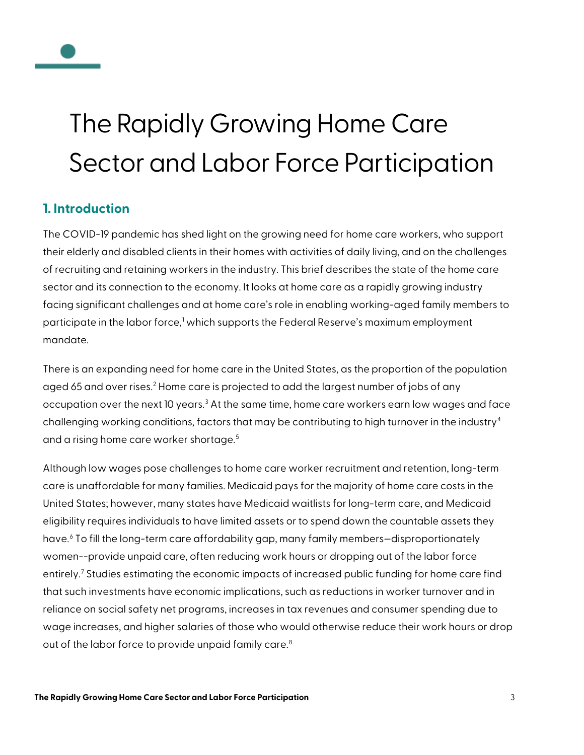# The Rapidly Growing Home Care Sector and Labor Force Participation

## 1. Introduction

The COVID-19 pandemic has shed light on the growing need for home care workers, who support their elderly and disabled clients in their homes with activities of daily living, and on the challenges of recruiting and retaining workers in the industry. This brief describes the state of the home care sector and its connection to the economy. It looks at home care as a rapidly growing industry facing significant challenges and at home care's role in enabling working-aged family members to participate in the labor force,[1] which supports the Federal Reserve's maximum employment mandate.

There is an expanding need for home care in the United States, as the proportion of the population aged 65 and over rises.[2] Home care is projected to add the largest number of jobs of any occupation over the next 10 years.[3] At the same time, home care workers earn low wages and face challenging working conditions, factors that may be contributing to high turnover in the industry[4] and a rising home care worker shortage.[5]

Although low wages pose challenges to home care worker recruitment and retention, long-term care is unaffordable for many families. Medicaid pays for the majority of home care costs in the United States; however, many states have Medicaid waitlists for long-term care, and Medicaid eligibility requires individuals to have limited assets or to spend down the countable assets they have.[6] To fill the long-term care affordability gap, many family members—disproportionately women--provide unpaid care, often reducing work hours or dropping out of the labor force entirely.[7] Studies estimating the economic impacts of increased public funding for home care find that such investments have economic implications, such as reductions in worker turnover and in reliance on social safety net programs, increases in tax revenues and consumer spending due to wage increases, and higher salaries of those who would otherwise reduce their work hours or drop out of the labor force to provide unpaid family care.[8]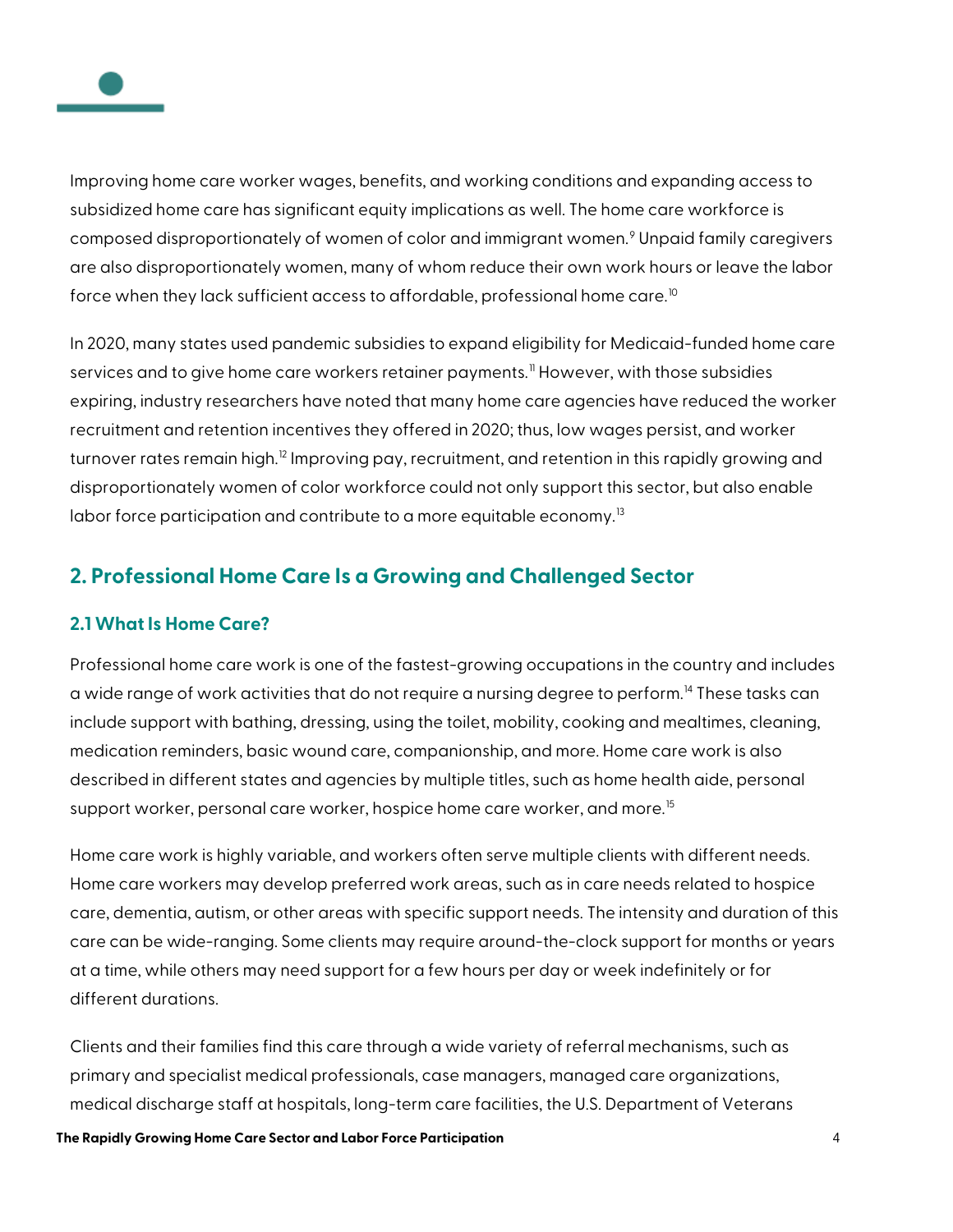Improving home care worker wages, benefits, and working conditions and expanding access to subsidized home care has significant equity implications as well. The home care workforce is composed disproportionately of women of color and immigrant women.[9] Unpaid family caregivers are also disproportionately women, many of whom reduce their own work hours or leave the labor force when they lack sufficient access to affordable, professional home care.[10]

In 2020, many states used pandemic subsidies to expand eligibility for Medicaid-funded home care services and to give home care workers retainer payments.[11] However, with those subsidies expiring, industry researchers have noted that many home care agencies have reduced the worker recruitment and retention incentives they offered in 2020; thus, low wages persist, and worker turnover rates remain high.[12] Improving pay, recruitment, and retention in this rapidly growing and disproportionately women of color workforce could not only support this sector, but also enable labor force participation and contribute to a more equitable economy.[13]

## 2. Professional Home Care Is a Growing and Challenged Sector

### 2.1 What Is Home Care?

Professional home care work is one of the fastest-growing occupations in the country and includes a wide range of work activities that do not require a nursing degree to perform.[14] These tasks can include support with bathing, dressing, using the toilet, mobility, cooking and mealtimes, cleaning, medication reminders, basic wound care, companionship, and more. Home care work is also described in different states and agencies by multiple titles, such as home health aide, personal support worker, personal care worker, hospice home care worker, and more.[15]

Home care work is highly variable, and workers often serve multiple clients with different needs. Home care workers may develop preferred work areas, such as in care needs related to hospice care, dementia, autism, or other areas with specific support needs. The intensity and duration of this care can be wide-ranging. Some clients may require around-the-clock support for months or years at a time, while others may need support for a few hours per day or week indefinitely or for different durations.

Clients and their families find this care through a wide variety of referral mechanisms, such as primary and specialist medical professionals, case managers, managed care organizations, medical discharge staff at hospitals, long-term care facilities, the U.S. Department of Veterans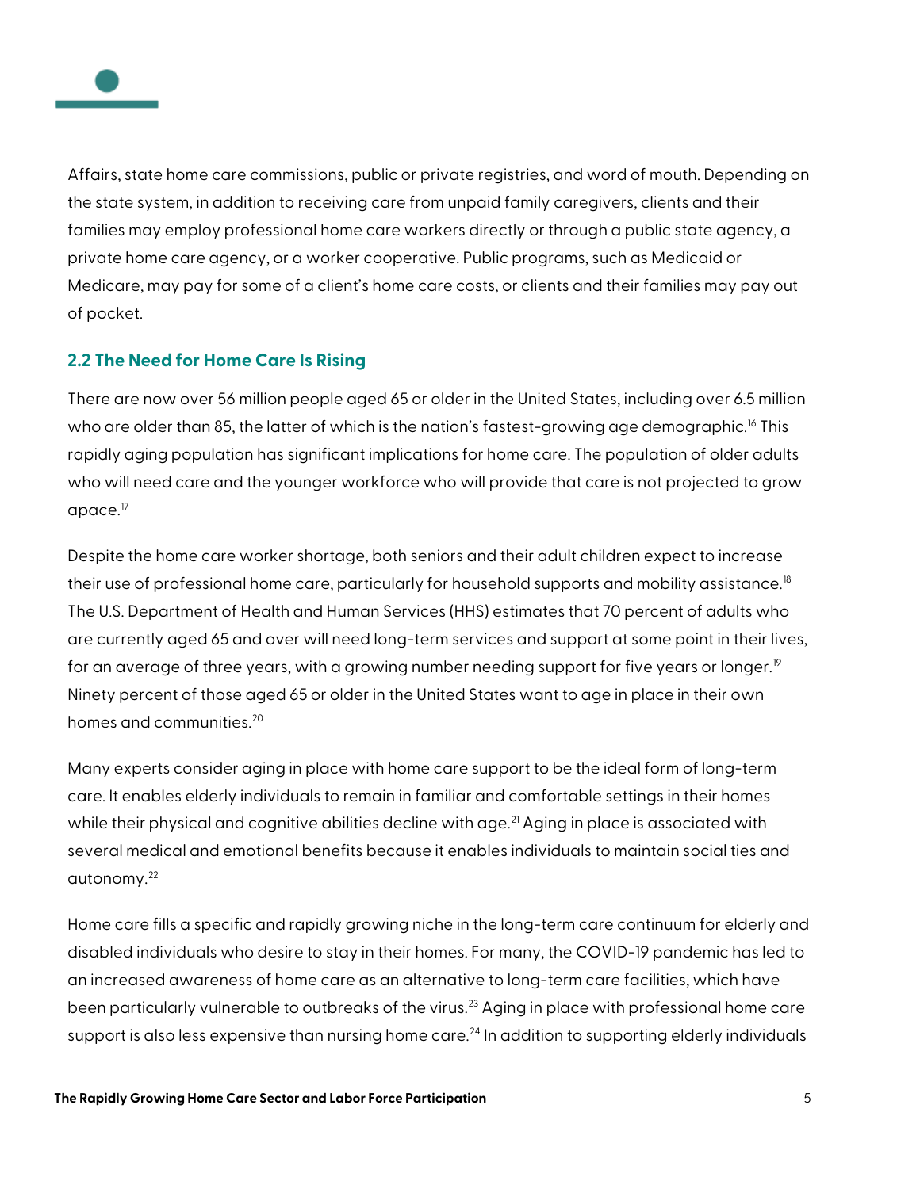Affairs, state home care commissions, public or private registries, and word of mouth. Depending on the state system, in addition to receiving care from unpaid family caregivers, clients and their families may employ professional home care workers directly or through a public state agency, a private home care agency, or a worker cooperative. Public programs, such as Medicaid or Medicare, may pay for some of a client's home care costs, or clients and their families may pay out of pocket.

### 2.2 The Need for Home Care Is Rising

There are now over 56 million people aged 65 or older in the United States, including over 6.5 million who are older than 85, the latter of which is the nation's fastest-growing age demographic.[16] This rapidly aging population has significant implications for home care. The population of older adults who will need care and the younger workforce who will provide that care is not projected to grow apace.[17]

Despite the home care worker shortage, both seniors and their adult children expect to increase their use of professional home care, particularly for household supports and mobility assistance.[18] The U.S. Department of Health and Human Services (HHS) estimates that 70 percent of adults who are currently aged 65 and over will need long-term services and support at some point in their lives, for an average of three years, with a growing number needing support for five years or longer.[19] Ninety percent of those aged 65 or older in the United States want to age in place in their own homes and communities.[20]

Many experts consider aging in place with home care support to be the ideal form of long-term care. It enables elderly individuals to remain in familiar and comfortable settings in their homes while their physical and cognitive abilities decline with age.[21] Aging in place is associated with several medical and emotional benefits because it enables individuals to maintain social ties and autonomy.[22]

Home care fills a specific and rapidly growing niche in the long-term care continuum for elderly and disabled individuals who desire to stay in their homes. For many, the COVID-19 pandemic has led to an increased awareness of home care as an alternative to long-term care facilities, which have been particularly vulnerable to outbreaks of the virus.[23] Aging in place with professional home care support is also less expensive than nursing home care.[24] In addition to supporting elderly individuals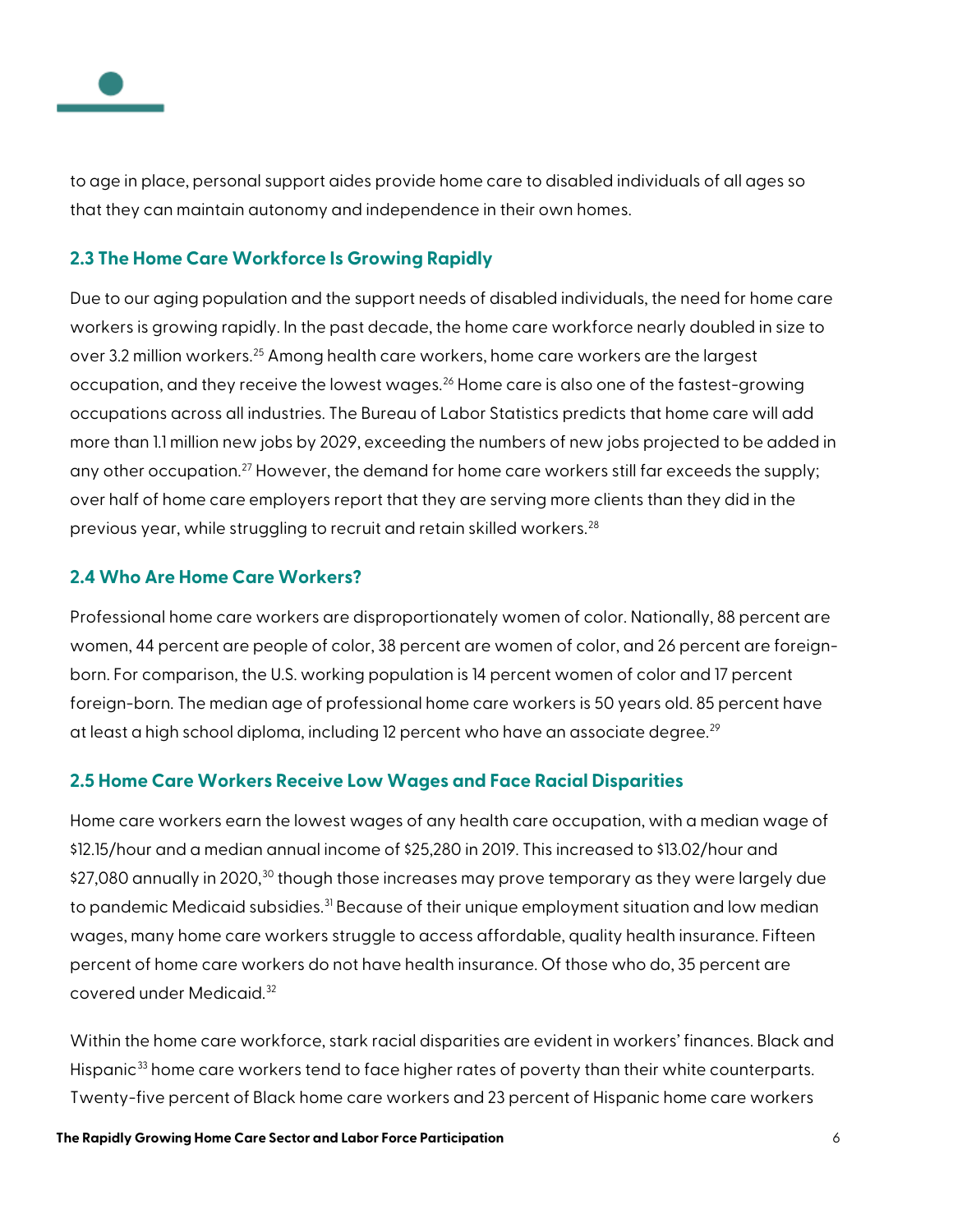to age in place, personal support aides provide home care to disabled individuals of all ages so that they can maintain autonomy and independence in their own homes.

### 2.3 The Home Care Workforce Is Growing Rapidly

Due to our aging population and the support needs of disabled individuals, the need for home care workers is growing rapidly. In the past decade, the home care workforce nearly doubled in size to over 3.2 million workers.[25] Among health care workers, home care workers are the largest occupation, and they receive the lowest wages.[26] Home care is also one of the fastest-growing occupations across all industries. The Bureau of Labor Statistics predicts that home care will add more than 1.1 million new jobs by 2029, exceeding the numbers of new jobs projected to be added in any other occupation.[27] However, the demand for home care workers still far exceeds the supply; over half of home care employers report that they are serving more clients than they did in the previous year, while struggling to recruit and retain skilled workers.[28]

### 2.4 Who Are Home Care Workers?

Professional home care workers are disproportionately women of color. Nationally, 88 percent are women, 44 percent are people of color, 38 percent are women of color, and 26 percent are foreign-born. For comparison, the U.S. working population is 14 percent women of color and 17 percent foreign-born. The median age of professional home care workers is 50 years old. 85 percent have at least a high school diploma, including 12 percent who have an associate degree.[29]

### 2.5 Home Care Workers Receive Low Wages and Face Racial Disparities

Home care workers earn the lowest wages of any health care occupation, with a median wage of $12.15/hour and a median annual income of $25,280 in 2019. This increased to $13.02/hour and $27,080 annually in 2020,[30] though those increases may prove temporary as they were largely due to pandemic Medicaid subsidies.[31] Because of their unique employment situation and low median wages, many home care workers struggle to access affordable, quality health insurance. Fifteen percent of home care workers do not have health insurance. Of those who do, 35 percent are covered under Medicaid.[32]

Within the home care workforce, stark racial disparities are evident in workers' finances. Black and Hispanic[33] home care workers tend to face higher rates of poverty than their white counterparts. Twenty-five percent of Black home care workers and 23 percent of Hispanic home care workers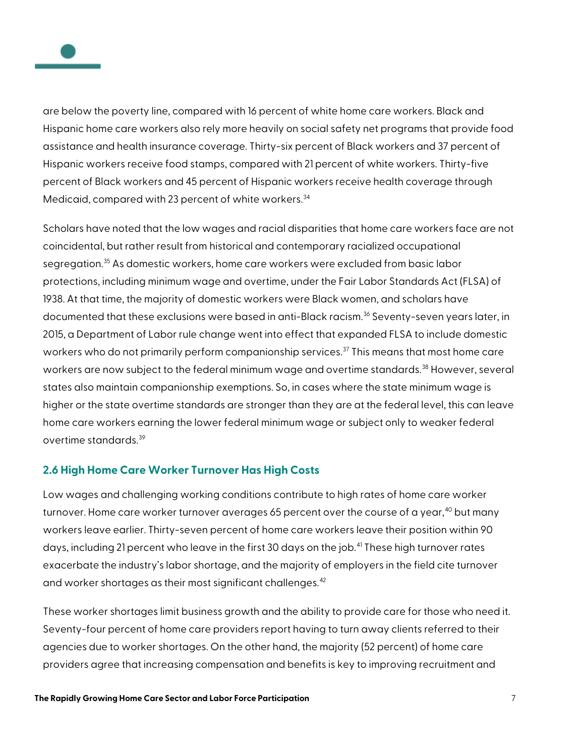are below the poverty line, compared with 16 percent of white home care workers. Black and Hispanic home care workers also rely more heavily on social safety net programs that provide food assistance and health insurance coverage. Thirty-six percent of Black workers and 37 percent of Hispanic workers receive food stamps, compared with 21 percent of white workers. Thirty-five percent of Black workers and 45 percent of Hispanic workers receive health coverage through Medicaid, compared with 23 percent of white workers.[34]

Scholars have noted that the low wages and racial disparities that home care workers face are not coincidental, but rather result from historical and contemporary racialized occupational segregation.[35] As domestic workers, home care workers were excluded from basic labor protections, including minimum wage and overtime, under the Fair Labor Standards Act (FLSA) of 1938. At that time, the majority of domestic workers were Black women, and scholars have documented that these exclusions were based in anti-Black racism.[36] Seventy-seven years later, in 2015, a Department of Labor rule change went into effect that expanded FLSA to include domestic workers who do not primarily perform companionship services.[37] This means that most home care workers are now subject to the federal minimum wage and overtime standards.[38] However, several states also maintain companionship exemptions. So, in cases where the state minimum wage is higher or the state overtime standards are stronger than they are at the federal level, this can leave home care workers earning the lower federal minimum wage or subject only to weaker federal overtime standards.[39]

### 2.6 High Home Care Worker Turnover Has High Costs

Low wages and challenging working conditions contribute to high rates of home care worker turnover. Home care worker turnover averages 65 percent over the course of a year,[40] but many workers leave earlier. Thirty-seven percent of home care workers leave their position within 90 days, including 21 percent who leave in the first 30 days on the job.[41] These high turnover rates exacerbate the industry's labor shortage, and the majority of employers in the field cite turnover and worker shortages as their most significant challenges.[42]

These worker shortages limit business growth and the ability to provide care for those who need it. Seventy-four percent of home care providers report having to turn away clients referred to their agencies due to worker shortages. On the other hand, the majority (52 percent) of home care providers agree that increasing compensation and benefits is key to improving recruitment and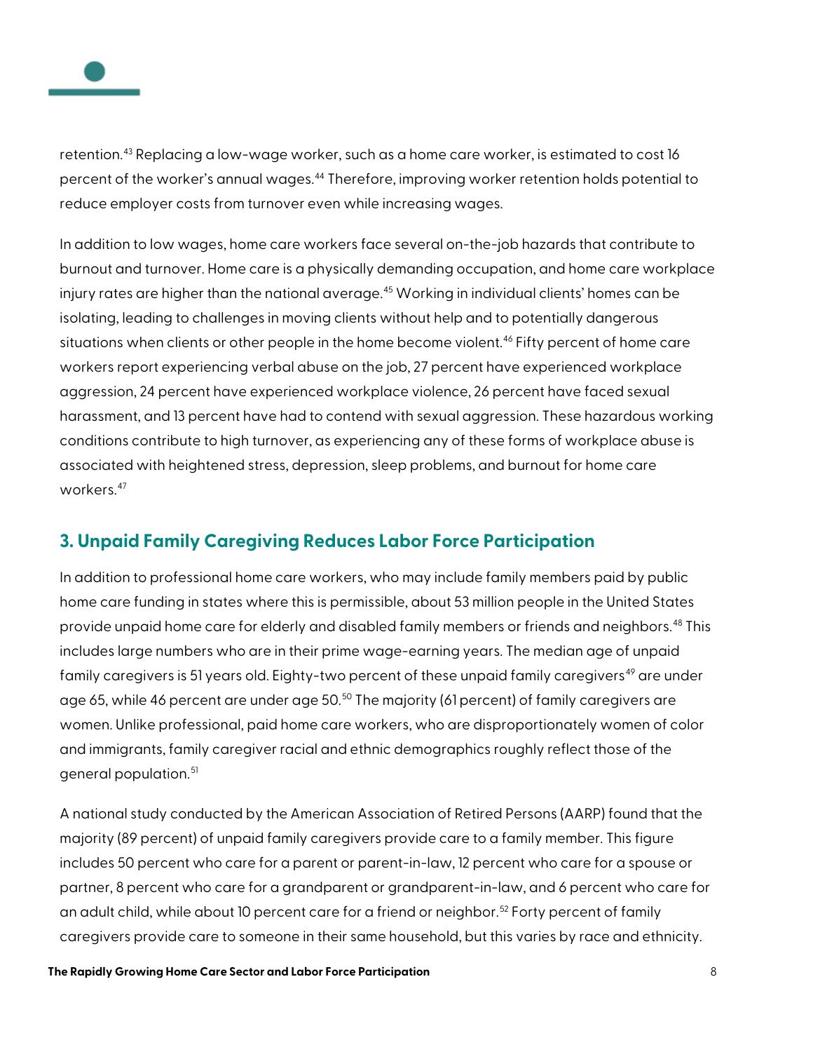retention.[43] Replacing a low-wage worker, such as a home care worker, is estimated to cost 16 percent of the worker's annual wages.[44] Therefore, improving worker retention holds potential to reduce employer costs from turnover even while increasing wages.

In addition to low wages, home care workers face several on-the-job hazards that contribute to burnout and turnover. Home care is a physically demanding occupation, and home care workplace injury rates are higher than the national average.[45] Working in individual clients' homes can be isolating, leading to challenges in moving clients without help and to potentially dangerous situations when clients or other people in the home become violent.[46] Fifty percent of home care workers report experiencing verbal abuse on the job, 27 percent have experienced workplace aggression, 24 percent have experienced workplace violence, 26 percent have faced sexual harassment, and 13 percent have had to contend with sexual aggression. These hazardous working conditions contribute to high turnover, as experiencing any of these forms of workplace abuse is associated with heightened stress, depression, sleep problems, and burnout for home care workers.[47]

## 3. Unpaid Family Caregiving Reduces Labor Force Participation

In addition to professional home care workers, who may include family members paid by public home care funding in states where this is permissible, about 53 million people in the United States provide unpaid home care for elderly and disabled family members or friends and neighbors.[48] This includes large numbers who are in their prime wage-earning years. The median age of unpaid family caregivers is 51 years old. Eighty-two percent of these unpaid family caregivers[49] are under age 65, while 46 percent are under age 50.[50] The majority (61 percent) of family caregivers are women. Unlike professional, paid home care workers, who are disproportionately women of color and immigrants, family caregiver racial and ethnic demographics roughly reflect those of the general population.[51]

A national study conducted by the American Association of Retired Persons (AARP) found that the majority (89 percent) of unpaid family caregivers provide care to a family member. This figure includes 50 percent who care for a parent or parent-in-law, 12 percent who care for a spouse or partner, 8 percent who care for a grandparent or grandparent-in-law, and 6 percent who care for an adult child, while about 10 percent care for a friend or neighbor.[52] Forty percent of family caregivers provide care to someone in their same household, but this varies by race and ethnicity.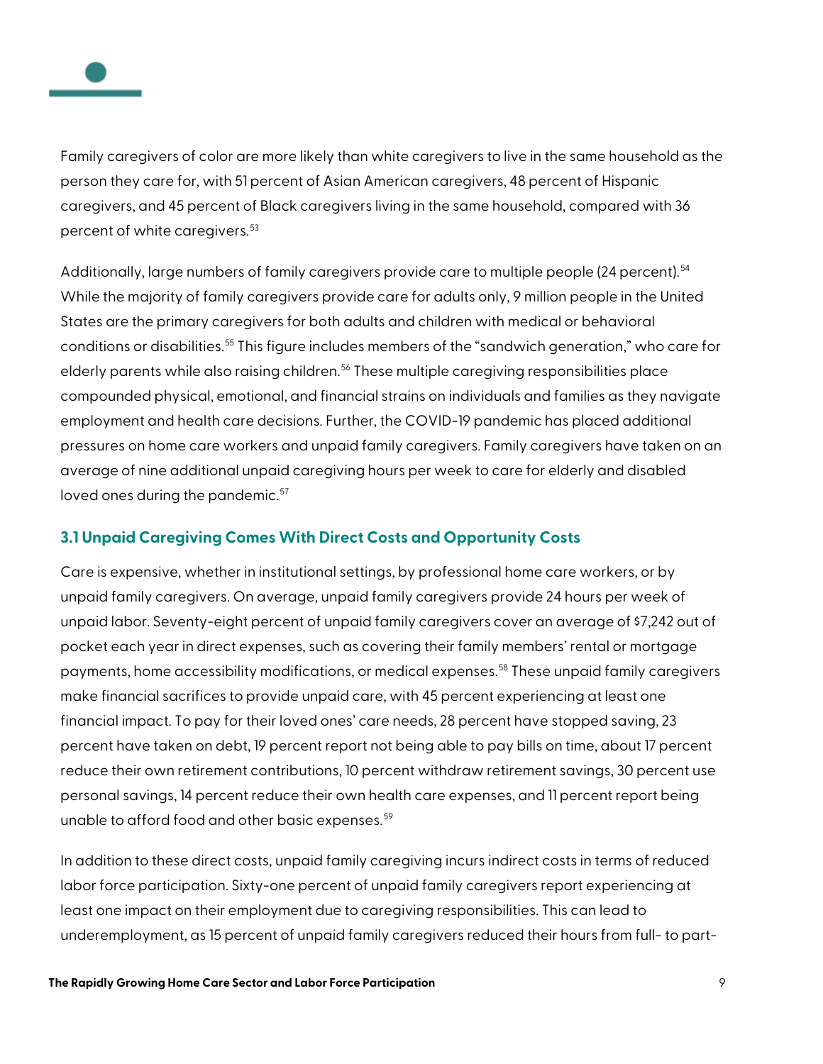Family caregivers of color are more likely than white caregivers to live in the same household as the person they care for, with 51 percent of Asian American caregivers, 48 percent of Hispanic caregivers, and 45 percent of Black caregivers living in the same household, compared with 36 percent of white caregivers.[53]

Additionally, large numbers of family caregivers provide care to multiple people (24 percent).[54] While the majority of family caregivers provide care for adults only, 9 million people in the United States are the primary caregivers for both adults and children with medical or behavioral conditions or disabilities.[55] This figure includes members of the "sandwich generation," who care for elderly parents while also raising children.[56] These multiple caregiving responsibilities place compounded physical, emotional, and financial strains on individuals and families as they navigate employment and health care decisions. Further, the COVID-19 pandemic has placed additional pressures on home care workers and unpaid family caregivers. Family caregivers have taken on an average of nine additional unpaid caregiving hours per week to care for elderly and disabled loved ones during the pandemic.[57]

### 3.1 Unpaid Caregiving Comes With Direct Costs and Opportunity Costs

Care is expensive, whether in institutional settings, by professional home care workers, or by unpaid family caregivers. On average, unpaid family caregivers provide 24 hours per week of unpaid labor. Seventy-eight percent of unpaid family caregivers cover an average of $7,242 out of pocket each year in direct expenses, such as covering their family members' rental or mortgage payments, home accessibility modifications, or medical expenses.[58] These unpaid family caregivers make financial sacrifices to provide unpaid care, with 45 percent experiencing at least one financial impact. To pay for their loved ones' care needs, 28 percent have stopped saving, 23 percent have taken on debt, 19 percent report not being able to pay bills on time, about 17 percent reduce their own retirement contributions, 10 percent withdraw retirement savings, 30 percent use personal savings, 14 percent reduce their own health care expenses, and 11 percent report being unable to afford food and other basic expenses.[59]

In addition to these direct costs, unpaid family caregiving incurs indirect costs in terms of reduced labor force participation. Sixty-one percent of unpaid family caregivers report experiencing at least one impact on their employment due to caregiving responsibilities. This can lead to underemployment, as 15 percent of unpaid family caregivers reduced their hours from full- to part-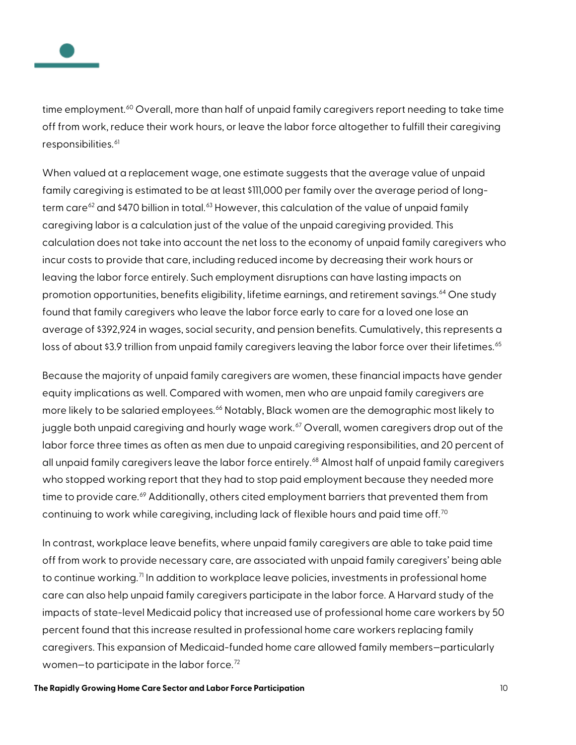time employment.[60] Overall, more than half of unpaid family caregivers report needing to take time off from work, reduce their work hours, or leave the labor force altogether to fulfill their caregiving responsibilities.[61]

When valued at a replacement wage, one estimate suggests that the average value of unpaid family caregiving is estimated to be at least $111,000 per family over the average period of long-term care[62] and $470 billion in total.[63] However, this calculation of the value of unpaid family caregiving labor is a calculation just of the value of the unpaid caregiving provided. This calculation does not take into account the net loss to the economy of unpaid family caregivers who incur costs to provide that care, including reduced income by decreasing their work hours or leaving the labor force entirely. Such employment disruptions can have lasting impacts on promotion opportunities, benefits eligibility, lifetime earnings, and retirement savings.[64] One study found that family caregivers who leave the labor force early to care for a loved one lose an average of $392,924 in wages, social security, and pension benefits. Cumulatively, this represents a loss of about $3.9 trillion from unpaid family caregivers leaving the labor force over their lifetimes.[65]

Because the majority of unpaid family caregivers are women, these financial impacts have gender equity implications as well. Compared with women, men who are unpaid family caregivers are more likely to be salaried employees.[66] Notably, Black women are the demographic most likely to juggle both unpaid caregiving and hourly wage work.[67] Overall, women caregivers drop out of the labor force three times as often as men due to unpaid caregiving responsibilities, and 20 percent of all unpaid family caregivers leave the labor force entirely.[68] Almost half of unpaid family caregivers who stopped working report that they had to stop paid employment because they needed more time to provide care.[69] Additionally, others cited employment barriers that prevented them from continuing to work while caregiving, including lack of flexible hours and paid time off.[70]

In contrast, workplace leave benefits, where unpaid family caregivers are able to take paid time off from work to provide necessary care, are associated with unpaid family caregivers' being able to continue working.[71] In addition to workplace leave policies, investments in professional home care can also help unpaid family caregivers participate in the labor force. A Harvard study of the impacts of state-level Medicaid policy that increased use of professional home care workers by 50 percent found that this increase resulted in professional home care workers replacing family caregivers. This expansion of Medicaid-funded home care allowed family members—particularly women—to participate in the labor force.[72]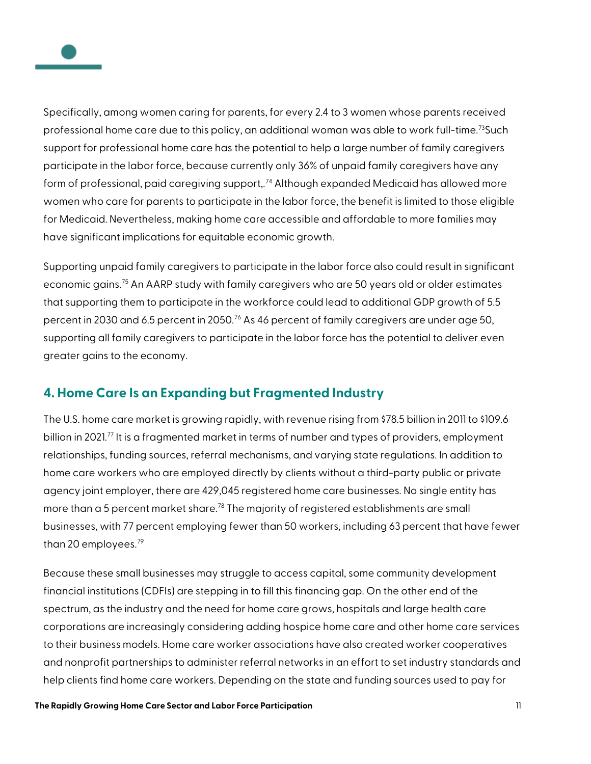Specifically, among women caring for parents, for every 2.4 to 3 women whose parents received professional home care due to this policy, an additional woman was able to work full-time.[73]Such support for professional home care has the potential to help a large number of family caregivers participate in the labor force, because currently only 36% of unpaid family caregivers have any form of professional, paid caregiving support,.[74] Although expanded Medicaid has allowed more women who care for parents to participate in the labor force, the benefit is limited to those eligible for Medicaid. Nevertheless, making home care accessible and affordable to more families may have significant implications for equitable economic growth.

Supporting unpaid family caregivers to participate in the labor force also could result in significant economic gains.[75] An AARP study with family caregivers who are 50 years old or older estimates that supporting them to participate in the workforce could lead to additional GDP growth of 5.5 percent in 2030 and 6.5 percent in 2050.[76] As 46 percent of family caregivers are under age 50, supporting all family caregivers to participate in the labor force has the potential to deliver even greater gains to the economy.

## 4. Home Care Is an Expanding but Fragmented Industry

The U.S. home care market is growing rapidly, with revenue rising from $78.5 billion in 2011 to $109.6 billion in 2021.[77] It is a fragmented market in terms of number and types of providers, employment relationships, funding sources, referral mechanisms, and varying state regulations. In addition to home care workers who are employed directly by clients without a third-party public or private agency joint employer, there are 429,045 registered home care businesses. No single entity has more than a 5 percent market share.[78] The majority of registered establishments are small businesses, with 77 percent employing fewer than 50 workers, including 63 percent that have fewer than 20 employees.[79]

Because these small businesses may struggle to access capital, some community development financial institutions (CDFIs) are stepping in to fill this financing gap. On the other end of the spectrum, as the industry and the need for home care grows, hospitals and large health care corporations are increasingly considering adding hospice home care and other home care services to their business models. Home care worker associations have also created worker cooperatives and nonprofit partnerships to administer referral networks in an effort to set industry standards and help clients find home care workers. Depending on the state and funding sources used to pay for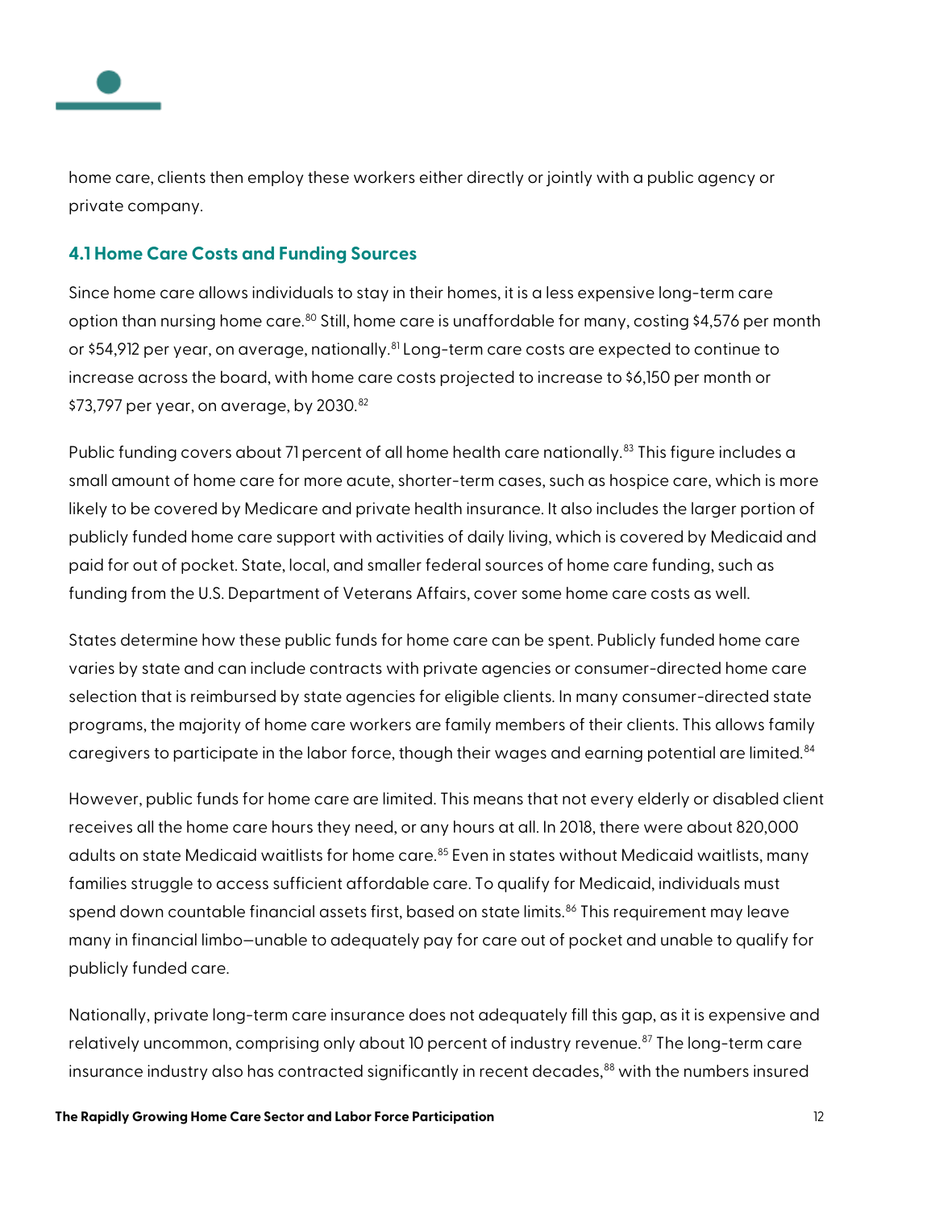home care, clients then employ these workers either directly or jointly with a public agency or private company.

### 4.1 Home Care Costs and Funding Sources

Since home care allows individuals to stay in their homes, it is a less expensive long-term care option than nursing home care.[80] Still, home care is unaffordable for many, costing $4,576 per month or $54,912 per year, on average, nationally.[81] Long-term care costs are expected to continue to increase across the board, with home care costs projected to increase to $6,150 per month or $73,797 per year, on average, by 2030.[82]

Public funding covers about 71 percent of all home health care nationally.[83] This figure includes a small amount of home care for more acute, shorter-term cases, such as hospice care, which is more likely to be covered by Medicare and private health insurance. It also includes the larger portion of publicly funded home care support with activities of daily living, which is covered by Medicaid and paid for out of pocket. State, local, and smaller federal sources of home care funding, such as funding from the U.S. Department of Veterans Affairs, cover some home care costs as well.

States determine how these public funds for home care can be spent. Publicly funded home care varies by state and can include contracts with private agencies or consumer-directed home care selection that is reimbursed by state agencies for eligible clients. In many consumer-directed state programs, the majority of home care workers are family members of their clients. This allows family caregivers to participate in the labor force, though their wages and earning potential are limited.[84]

However, public funds for home care are limited. This means that not every elderly or disabled client receives all the home care hours they need, or any hours at all. In 2018, there were about 820,000 adults on state Medicaid waitlists for home care.[85] Even in states without Medicaid waitlists, many families struggle to access sufficient affordable care. To qualify for Medicaid, individuals must spend down countable financial assets first, based on state limits.[86] This requirement may leave many in financial limbo—unable to adequately pay for care out of pocket and unable to qualify for publicly funded care.

Nationally, private long-term care insurance does not adequately fill this gap, as it is expensive and relatively uncommon, comprising only about 10 percent of industry revenue.[87] The long-term care insurance industry also has contracted significantly in recent decades,[88] with the numbers insured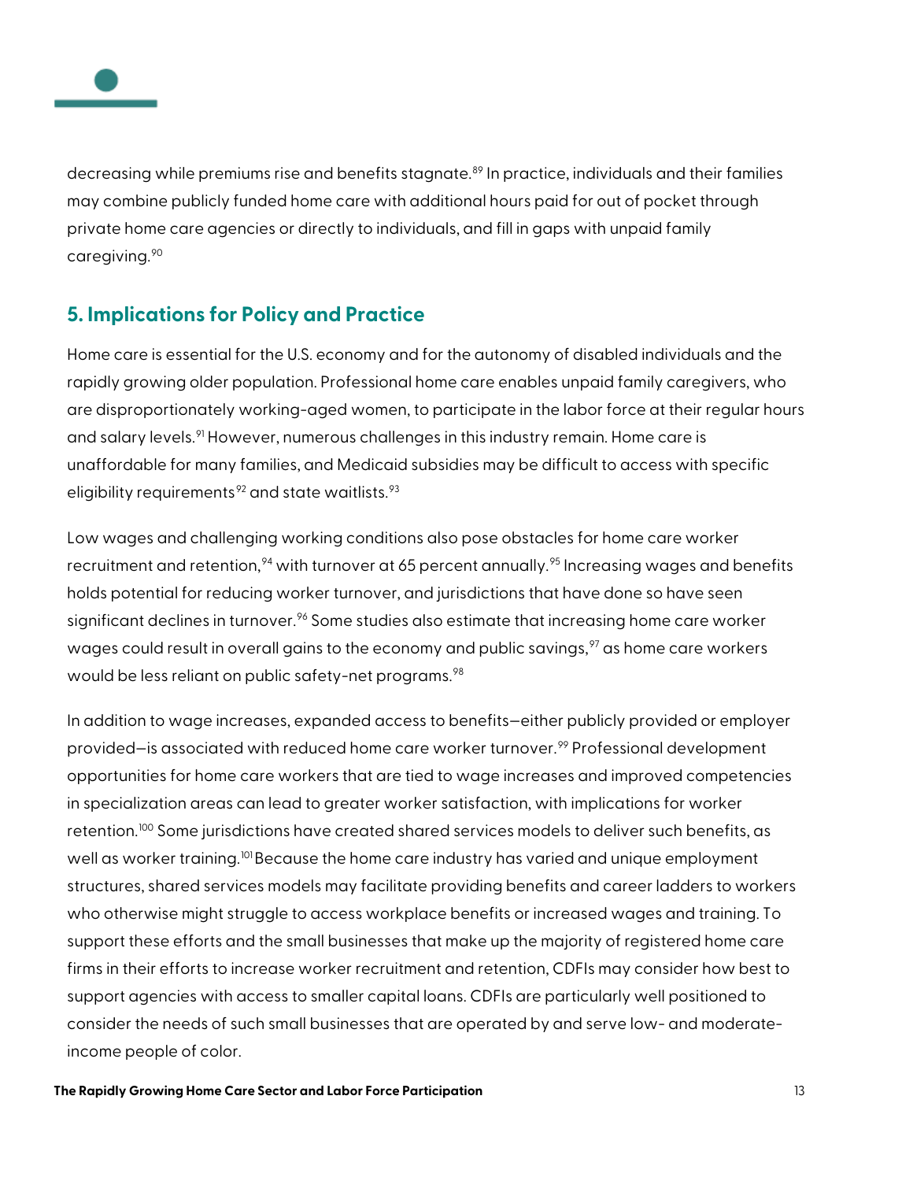decreasing while premiums rise and benefits stagnate.[89] In practice, individuals and their families may combine publicly funded home care with additional hours paid for out of pocket through private home care agencies or directly to individuals, and fill in gaps with unpaid family caregiving.[90]

## 5. Implications for Policy and Practice

Home care is essential for the U.S. economy and for the autonomy of disabled individuals and the rapidly growing older population. Professional home care enables unpaid family caregivers, who are disproportionately working-aged women, to participate in the labor force at their regular hours and salary levels.[91] However, numerous challenges in this industry remain. Home care is unaffordable for many families, and Medicaid subsidies may be difficult to access with specific eligibility requirements[92] and state waitlists.[93]

Low wages and challenging working conditions also pose obstacles for home care worker recruitment and retention,[94] with turnover at 65 percent annually.[95] Increasing wages and benefits holds potential for reducing worker turnover, and jurisdictions that have done so have seen significant declines in turnover.[96] Some studies also estimate that increasing home care worker wages could result in overall gains to the economy and public savings,[97] as home care workers would be less reliant on public safety-net programs.[98]

In addition to wage increases, expanded access to benefits—either publicly provided or employer provided—is associated with reduced home care worker turnover.[99] Professional development opportunities for home care workers that are tied to wage increases and improved competencies in specialization areas can lead to greater worker satisfaction, with implications for worker retention.[100] Some jurisdictions have created shared services models to deliver such benefits, as well as worker training.[101] Because the home care industry has varied and unique employment structures, shared services models may facilitate providing benefits and career ladders to workers who otherwise might struggle to access workplace benefits or increased wages and training. To support these efforts and the small businesses that make up the majority of registered home care firms in their efforts to increase worker recruitment and retention, CDFIs may consider how best to support agencies with access to smaller capital loans. CDFIs are particularly well positioned to consider the needs of such small businesses that are operated by and serve low- and moderate-income people of color.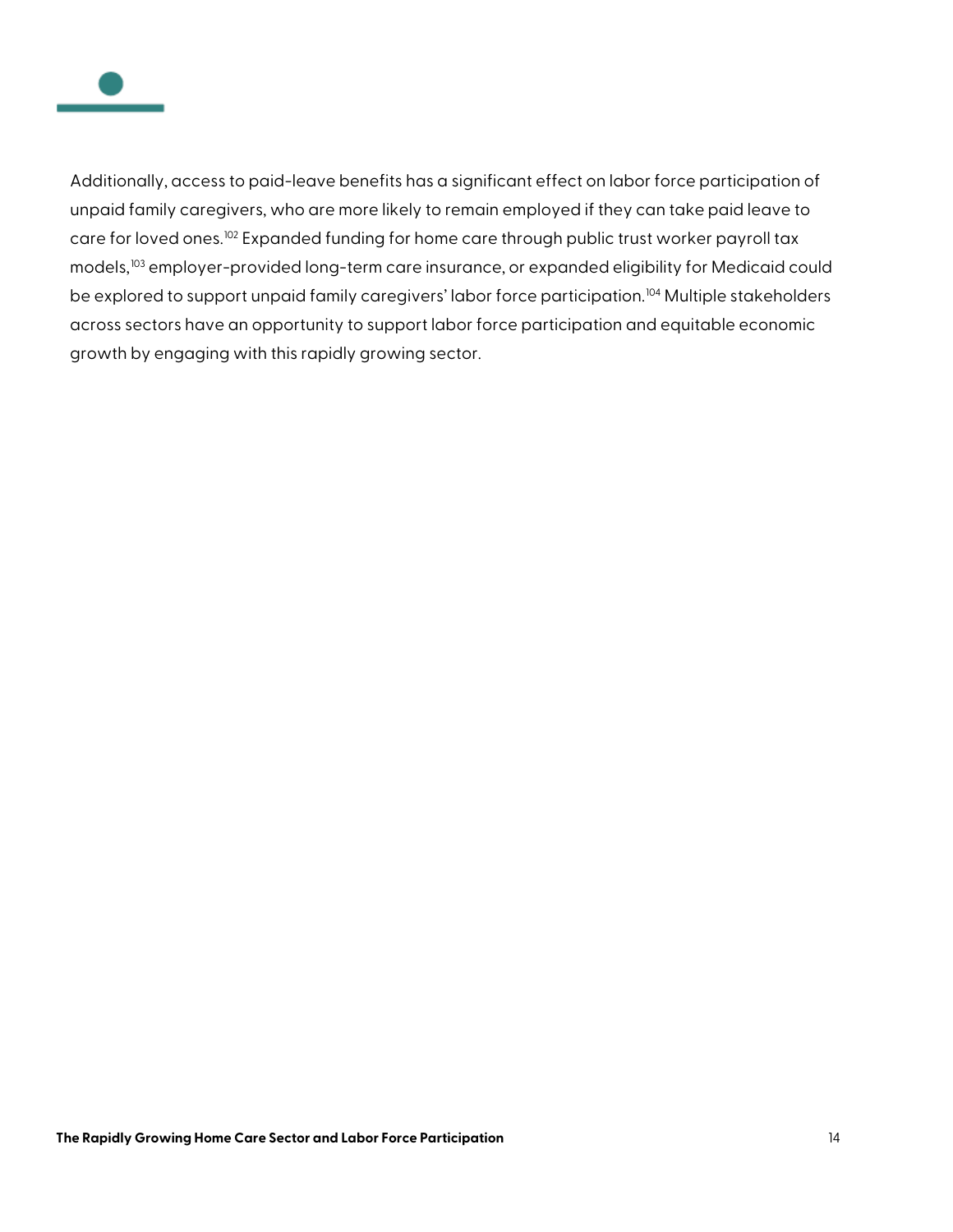Additionally, access to paid-leave benefits has a significant effect on labor force participation of unpaid family caregivers, who are more likely to remain employed if they can take paid leave to care for loved ones.[102] Expanded funding for home care through public trust worker payroll tax models,[103] employer-provided long-term care insurance, or expanded eligibility for Medicaid could be explored to support unpaid family caregivers' labor force participation.[104] Multiple stakeholders across sectors have an opportunity to support labor force participation and equitable economic growth by engaging with this rapidly growing sector.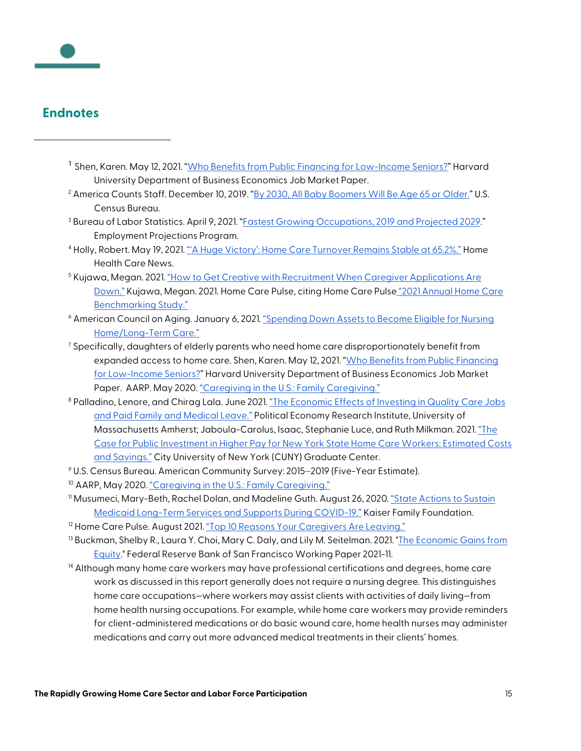## Endnotes

[1] Shen, Karen. May 12, 2021. "Who Benefits from Public Financing for Low-Income Seniors?" Harvard University Department of Business Economics Job Market Paper.

[2] America Counts Staff. December 10, 2019. "By 2030, All Baby Boomers Will Be Age 65 or Older." U.S. Census Bureau.

[3] Bureau of Labor Statistics. April 9, 2021. "Fastest Growing Occupations, 2019 and Projected 2029." Employment Projections Program.

[4] Holly, Robert. May 19, 2021. "'A Huge Victory': Home Care Turnover Remains Stable at 65.2%." Home Health Care News.

[5] Kujawa, Megan. 2021. "How to Get Creative with Recruitment When Caregiver Applications Are Down." Kujawa, Megan. 2021. Home Care Pulse, citing Home Care Pulse "2021 Annual Home Care Benchmarking Study."

[6] American Council on Aging. January 6, 2021. "Spending Down Assets to Become Eligible for Nursing Home/Long-Term Care."

[7] Specifically, daughters of elderly parents who need home care disproportionately benefit from expanded access to home care. Shen, Karen. May 12, 2021. "Who Benefits from Public Financing for Low-Income Seniors?" Harvard University Department of Business Economics Job Market Paper. AARP. May 2020. "Caregiving in the U.S.: Family Caregiving."

[8] Palladino, Lenore, and Chirag Lala. June 2021. "The Economic Effects of Investing in Quality Care Jobs and Paid Family and Medical Leave." Political Economy Research Institute, University of Massachusetts Amherst; Jaboula-Carolus, Isaac, Stephanie Luce, and Ruth Milkman. 2021. "The Case for Public Investment in Higher Pay for New York State Home Care Workers: Estimated Costs and Savings." City University of New York (CUNY) Graduate Center.

[9] U.S. Census Bureau. American Community Survey: 2015–2019 (Five-Year Estimate).

[10] AARP, May 2020. "Caregiving in the U.S.: Family Caregiving."

[11] Musumeci, Mary-Beth, Rachel Dolan, and Madeline Guth. August 26, 2020. "State Actions to Sustain Medicaid Long-Term Services and Supports During COVID-19." Kaiser Family Foundation.

[12] Home Care Pulse. August 2021. "Top 10 Reasons Your Caregivers Are Leaving."

[13] Buckman, Shelby R., Laura Y. Choi, Mary C. Daly, and Lily M. Seitelman. 2021. "The Economic Gains from Equity." Federal Reserve Bank of San Francisco Working Paper 2021-11.

[14] Although many home care workers may have professional certifications and degrees, home care work as discussed in this report generally does not require a nursing degree. This distinguishes home care occupations—where workers may assist clients with activities of daily living—from home health nursing occupations. For example, while home care workers may provide reminders for client-administered medications or do basic wound care, home health nurses may administer medications and carry out more advanced medical treatments in their clients' homes.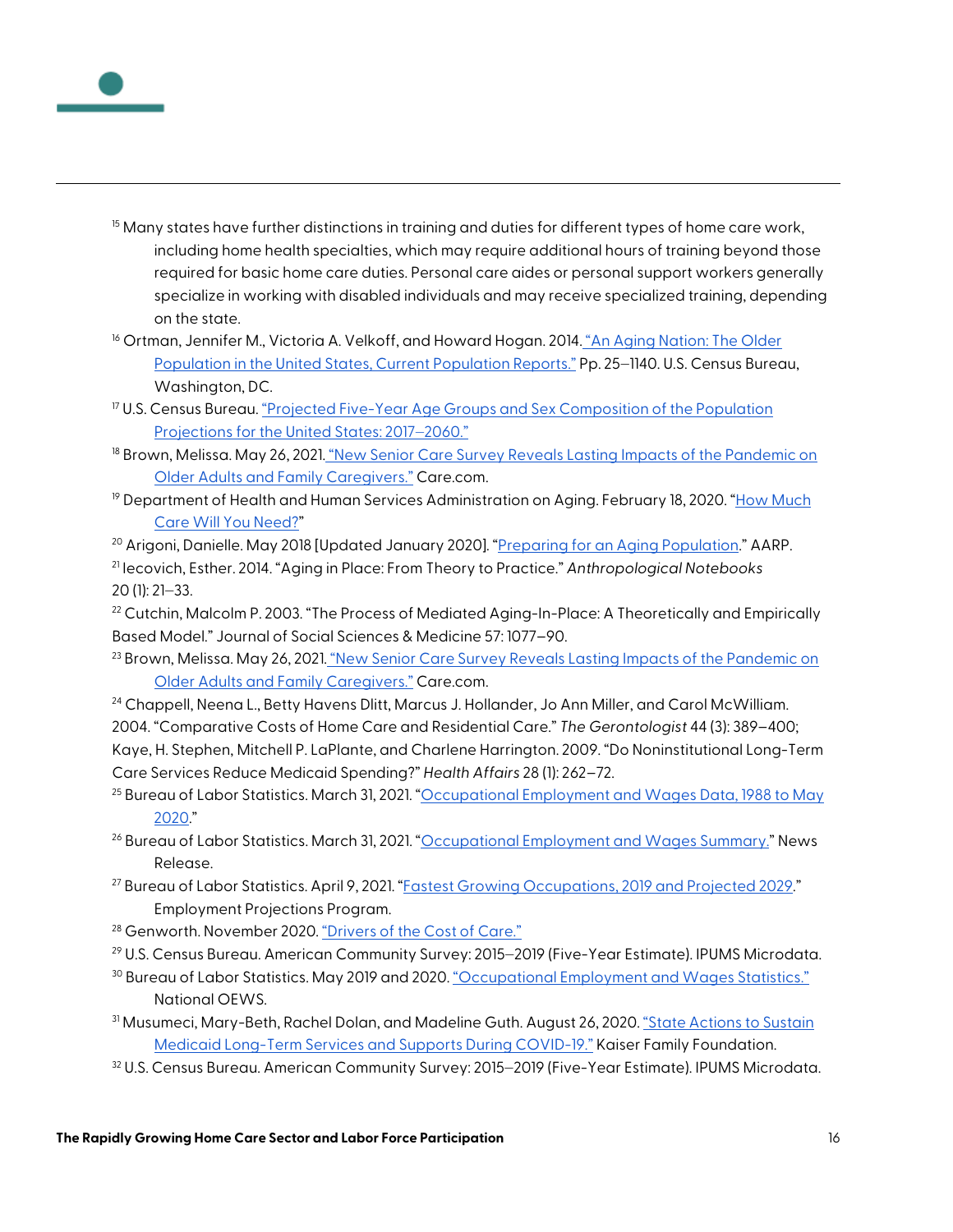[15] Many states have further distinctions in training and duties for different types of home care work, including home health specialties, which may require additional hours of training beyond those required for basic home care duties. Personal care aides or personal support workers generally specialize in working with disabled individuals and may receive specialized training, depending on the state.

[16] Ortman, Jennifer M., Victoria A. Velkoff, and Howard Hogan. 2014. "An Aging Nation: The Older Population in the United States, Current Population Reports." Pp. 25–1140. U.S. Census Bureau, Washington, DC.

[17] U.S. Census Bureau. "Projected Five-Year Age Groups and Sex Composition of the Population Projections for the United States: 2017–2060."

[18] Brown, Melissa. May 26, 2021. "New Senior Care Survey Reveals Lasting Impacts of the Pandemic on Older Adults and Family Caregivers." Care.com.

[19] Department of Health and Human Services Administration on Aging. February 18, 2020. "How Much Care Will You Need?"

[20] Arigoni, Danielle. May 2018 [Updated January 2020]. "Preparing for an Aging Population." AARP.

[21] Iecovich, Esther. 2014. "Aging in Place: From Theory to Practice." *Anthropological Notebooks* 20 (1): 21–33.

[22] Cutchin, Malcolm P. 2003. "The Process of Mediated Aging-In-Place: A Theoretically and Empirically Based Model." Journal of Social Sciences & Medicine 57: 1077–90.

[23] Brown, Melissa. May 26, 2021. "New Senior Care Survey Reveals Lasting Impacts of the Pandemic on Older Adults and Family Caregivers." Care.com.

[24] Chappell, Neena L., Betty Havens Dlitt, Marcus J. Hollander, Jo Ann Miller, and Carol McWilliam. 2004. "Comparative Costs of Home Care and Residential Care." *The Gerontologist* 44 (3): 389–400; Kaye, H. Stephen, Mitchell P. LaPlante, and Charlene Harrington. 2009. "Do Noninstitutional Long-Term Care Services Reduce Medicaid Spending?" *Health Affairs* 28 (1): 262–72.

[25] Bureau of Labor Statistics. March 31, 2021. "Occupational Employment and Wages Data, 1988 to May 2020."

[26] Bureau of Labor Statistics. March 31, 2021. "Occupational Employment and Wages Summary." News Release.

[27] Bureau of Labor Statistics. April 9, 2021. "Fastest Growing Occupations, 2019 and Projected 2029." Employment Projections Program.

[28] Genworth. November 2020. "Drivers of the Cost of Care."

[29] U.S. Census Bureau. American Community Survey: 2015–2019 (Five-Year Estimate). IPUMS Microdata.

[30] Bureau of Labor Statistics. May 2019 and 2020. "Occupational Employment and Wages Statistics." National OEWS.

[31] Musumeci, Mary-Beth, Rachel Dolan, and Madeline Guth. August 26, 2020. "State Actions to Sustain Medicaid Long-Term Services and Supports During COVID-19." Kaiser Family Foundation.

[32] U.S. Census Bureau. American Community Survey: 2015–2019 (Five-Year Estimate). IPUMS Microdata.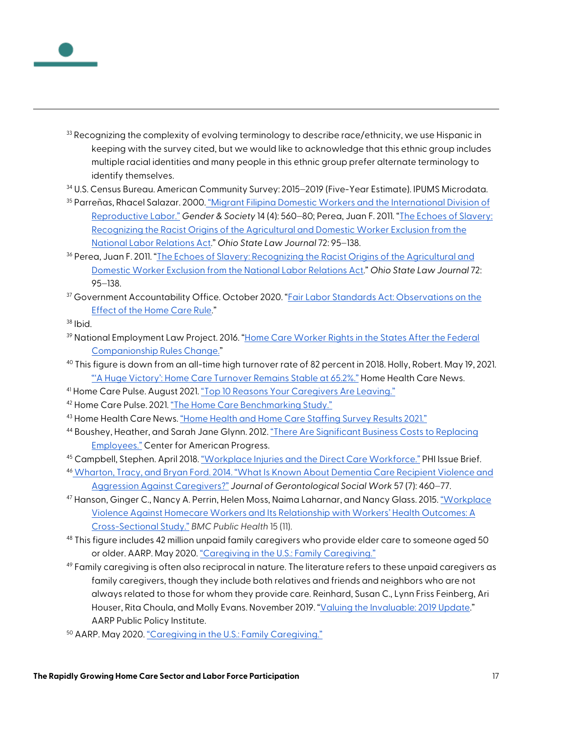[33] Recognizing the complexity of evolving terminology to describe race/ethnicity, we use Hispanic in keeping with the survey cited, but we would like to acknowledge that this ethnic group includes multiple racial identities and many people in this ethnic group prefer alternate terminology to identify themselves.

[34] U.S. Census Bureau. American Community Survey: 2015–2019 (Five-Year Estimate). IPUMS Microdata.

[35] Parreñas, Rhacel Salazar. 2000. "Migrant Filipina Domestic Workers and the International Division of Reproductive Labor." *Gender & Society* 14 (4): 560–80; Perea, Juan F. 2011. "The Echoes of Slavery: Recognizing the Racist Origins of the Agricultural and Domestic Worker Exclusion from the National Labor Relations Act." *Ohio State Law Journal* 72: 95–138.

[36] Perea, Juan F. 2011. "The Echoes of Slavery: Recognizing the Racist Origins of the Agricultural and Domestic Worker Exclusion from the National Labor Relations Act." *Ohio State Law Journal* 72: 95–138.

[37] Government Accountability Office. October 2020. "Fair Labor Standards Act: Observations on the Effect of the Home Care Rule."

[38] Ibid.

[39] National Employment Law Project. 2016. "Home Care Worker Rights in the States After the Federal Companionship Rules Change."

[40] This figure is down from an all-time high turnover rate of 82 percent in 2018. Holly, Robert. May 19, 2021. "'A Huge Victory': Home Care Turnover Remains Stable at 65.2%." Home Health Care News.

[41] Home Care Pulse. August 2021. "Top 10 Reasons Your Caregivers Are Leaving."

[42] Home Care Pulse. 2021. "The Home Care Benchmarking Study."

[43] Home Health Care News. "Home Health and Home Care Staffing Survey Results 2021."

[44] Boushey, Heather, and Sarah Jane Glynn. 2012. "There Are Significant Business Costs to Replacing Employees." Center for American Progress.

[45] Campbell, Stephen. April 2018. "Workplace Injuries and the Direct Care Workforce." PHI Issue Brief.

[46] Wharton, Tracy, and Bryan Ford. 2014. "What Is Known About Dementia Care Recipient Violence and Aggression Against Caregivers?" *Journal of Gerontological Social Work* 57 (7): 460–77.

[47] Hanson, Ginger C., Nancy A. Perrin, Helen Moss, Naima Laharnar, and Nancy Glass. 2015. "Workplace Violence Against Homecare Workers and Its Relationship with Workers' Health Outcomes: A Cross-Sectional Study." *BMC Public Health* 15 (11).

[48] This figure includes 42 million unpaid family caregivers who provide elder care to someone aged 50 or older. AARP. May 2020. "Caregiving in the U.S.: Family Caregiving."

[49] Family caregiving is often also reciprocal in nature. The literature refers to these unpaid caregivers as family caregivers, though they include both relatives and friends and neighbors who are not always related to those for whom they provide care. Reinhard, Susan C., Lynn Friss Feinberg, Ari Houser, Rita Choula, and Molly Evans. November 2019. "Valuing the Invaluable: 2019 Update." AARP Public Policy Institute.

[50] AARP. May 2020. "Caregiving in the U.S.: Family Caregiving."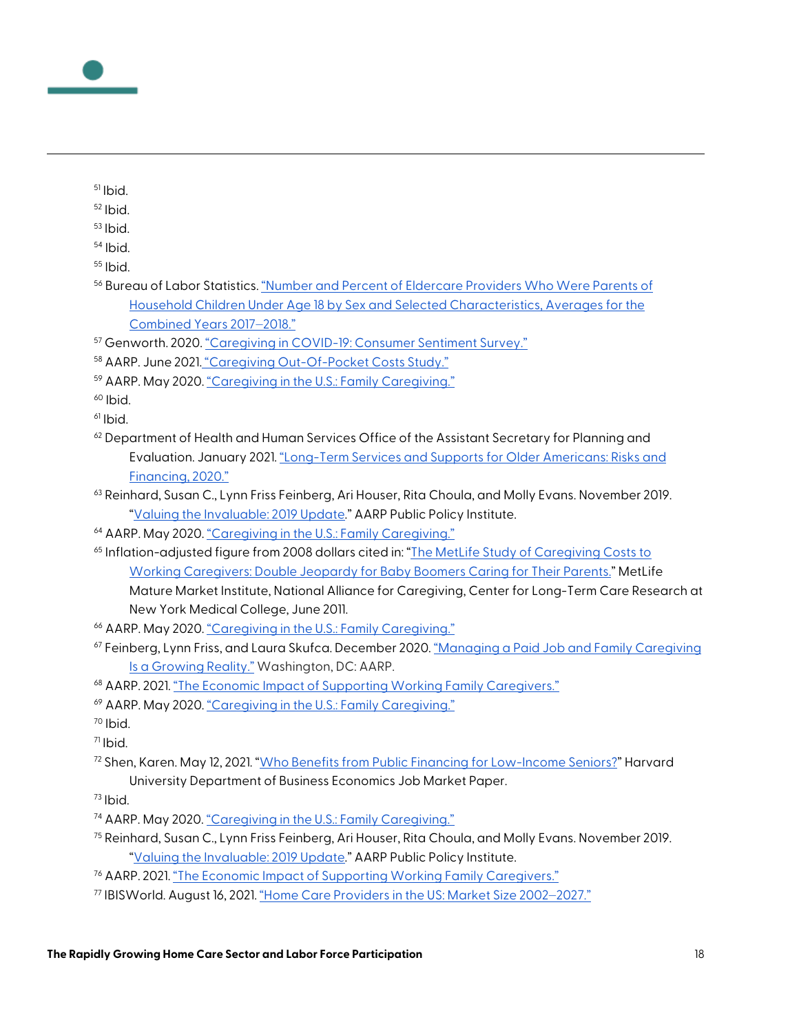[51] Ibid.

[52] Ibid.

[53] Ibid.

[54] Ibid.

[55] Ibid.

[56] Bureau of Labor Statistics. "Number and Percent of Eldercare Providers Who Were Parents of Household Children Under Age 18 by Sex and Selected Characteristics, Averages for the Combined Years 2017–2018."

[57] Genworth. 2020. "Caregiving in COVID-19: Consumer Sentiment Survey."

[58] AARP. June 2021. "Caregiving Out-Of-Pocket Costs Study."

[59] AARP. May 2020. "Caregiving in the U.S.: Family Caregiving."

[60] Ibid.

[61] Ibid.

[62] Department of Health and Human Services Office of the Assistant Secretary for Planning and Evaluation. January 2021. "Long-Term Services and Supports for Older Americans: Risks and Financing, 2020."

[63] Reinhard, Susan C., Lynn Friss Feinberg, Ari Houser, Rita Choula, and Molly Evans. November 2019. "Valuing the Invaluable: 2019 Update." AARP Public Policy Institute.

[64] AARP. May 2020. "Caregiving in the U.S.: Family Caregiving."

[65] Inflation-adjusted figure from 2008 dollars cited in: "The MetLife Study of Caregiving Costs to Working Caregivers: Double Jeopardy for Baby Boomers Caring for Their Parents." MetLife Mature Market Institute, National Alliance for Caregiving, Center for Long-Term Care Research at New York Medical College, June 2011.

[66] AARP. May 2020. "Caregiving in the U.S.: Family Caregiving."

[67] Feinberg, Lynn Friss, and Laura Skufca. December 2020. "Managing a Paid Job and Family Caregiving Is a Growing Reality." Washington, DC: AARP.

[68] AARP. 2021. "The Economic Impact of Supporting Working Family Caregivers."

[69] AARP. May 2020. "Caregiving in the U.S.: Family Caregiving."

[70] Ibid.

[71] Ibid.

[72] Shen, Karen. May 12, 2021. "Who Benefits from Public Financing for Low-Income Seniors?" Harvard University Department of Business Economics Job Market Paper.

[73] Ibid.

[74] AARP. May 2020. "Caregiving in the U.S.: Family Caregiving."

[75] Reinhard, Susan C., Lynn Friss Feinberg, Ari Houser, Rita Choula, and Molly Evans. November 2019. "Valuing the Invaluable: 2019 Update." AARP Public Policy Institute.

[76] AARP. 2021. "The Economic Impact of Supporting Working Family Caregivers."

[77] IBISWorld. August 16, 2021. "Home Care Providers in the US: Market Size 2002–2027."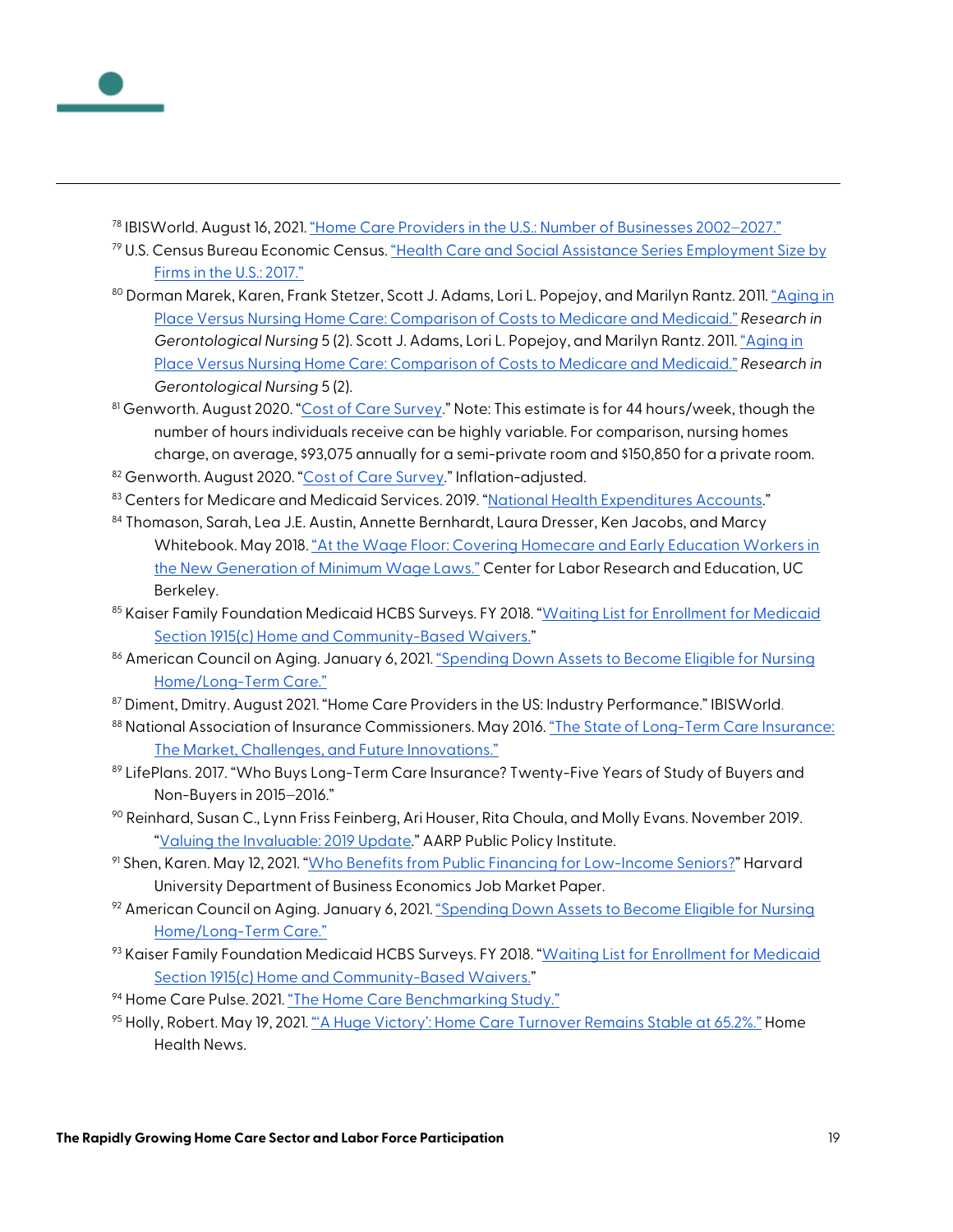[78] IBISWorld. August 16, 2021. "Home Care Providers in the U.S.: Number of Businesses 2002–2027."

[79] U.S. Census Bureau Economic Census. "Health Care and Social Assistance Series Employment Size by Firms in the U.S.: 2017."

[80] Dorman Marek, Karen, Frank Stetzer, Scott J. Adams, Lori L. Popejoy, and Marilyn Rantz. 2011. "Aging in Place Versus Nursing Home Care: Comparison of Costs to Medicare and Medicaid." *Research in Gerontological Nursing* 5 (2). Scott J. Adams, Lori L. Popejoy, and Marilyn Rantz. 2011. "Aging in Place Versus Nursing Home Care: Comparison of Costs to Medicare and Medicaid." *Research in Gerontological Nursing* 5 (2).

[81] Genworth. August 2020. "Cost of Care Survey." Note: This estimate is for 44 hours/week, though the number of hours individuals receive can be highly variable. For comparison, nursing homes charge, on average, $93,075 annually for a semi-private room and $150,850 for a private room.

[82] Genworth. August 2020. "Cost of Care Survey." Inflation-adjusted.

[83] Centers for Medicare and Medicaid Services. 2019. "National Health Expenditures Accounts."

[84] Thomason, Sarah, Lea J.E. Austin, Annette Bernhardt, Laura Dresser, Ken Jacobs, and Marcy Whitebook. May 2018. "At the Wage Floor: Covering Homecare and Early Education Workers in the New Generation of Minimum Wage Laws." Center for Labor Research and Education, UC Berkeley.

[85] Kaiser Family Foundation Medicaid HCBS Surveys. FY 2018. "Waiting List for Enrollment for Medicaid Section 1915(c) Home and Community-Based Waivers."

[86] American Council on Aging. January 6, 2021. "Spending Down Assets to Become Eligible for Nursing Home/Long-Term Care."

[87] Diment, Dmitry. August 2021. "Home Care Providers in the US: Industry Performance." IBISWorld.

[88] National Association of Insurance Commissioners. May 2016. "The State of Long-Term Care Insurance: The Market, Challenges, and Future Innovations."

[89] LifePlans. 2017. "Who Buys Long-Term Care Insurance? Twenty-Five Years of Study of Buyers and Non-Buyers in 2015–2016."

[90] Reinhard, Susan C., Lynn Friss Feinberg, Ari Houser, Rita Choula, and Molly Evans. November 2019. "Valuing the Invaluable: 2019 Update." AARP Public Policy Institute.

[91] Shen, Karen. May 12, 2021. "Who Benefits from Public Financing for Low-Income Seniors?" Harvard University Department of Business Economics Job Market Paper.

[92] American Council on Aging. January 6, 2021. "Spending Down Assets to Become Eligible for Nursing Home/Long-Term Care."

[93] Kaiser Family Foundation Medicaid HCBS Surveys. FY 2018. "Waiting List for Enrollment for Medicaid Section 1915(c) Home and Community-Based Waivers."

[94] Home Care Pulse. 2021. "The Home Care Benchmarking Study."

[95] Holly, Robert. May 19, 2021. "'A Huge Victory': Home Care Turnover Remains Stable at 65.2%." Home Health News.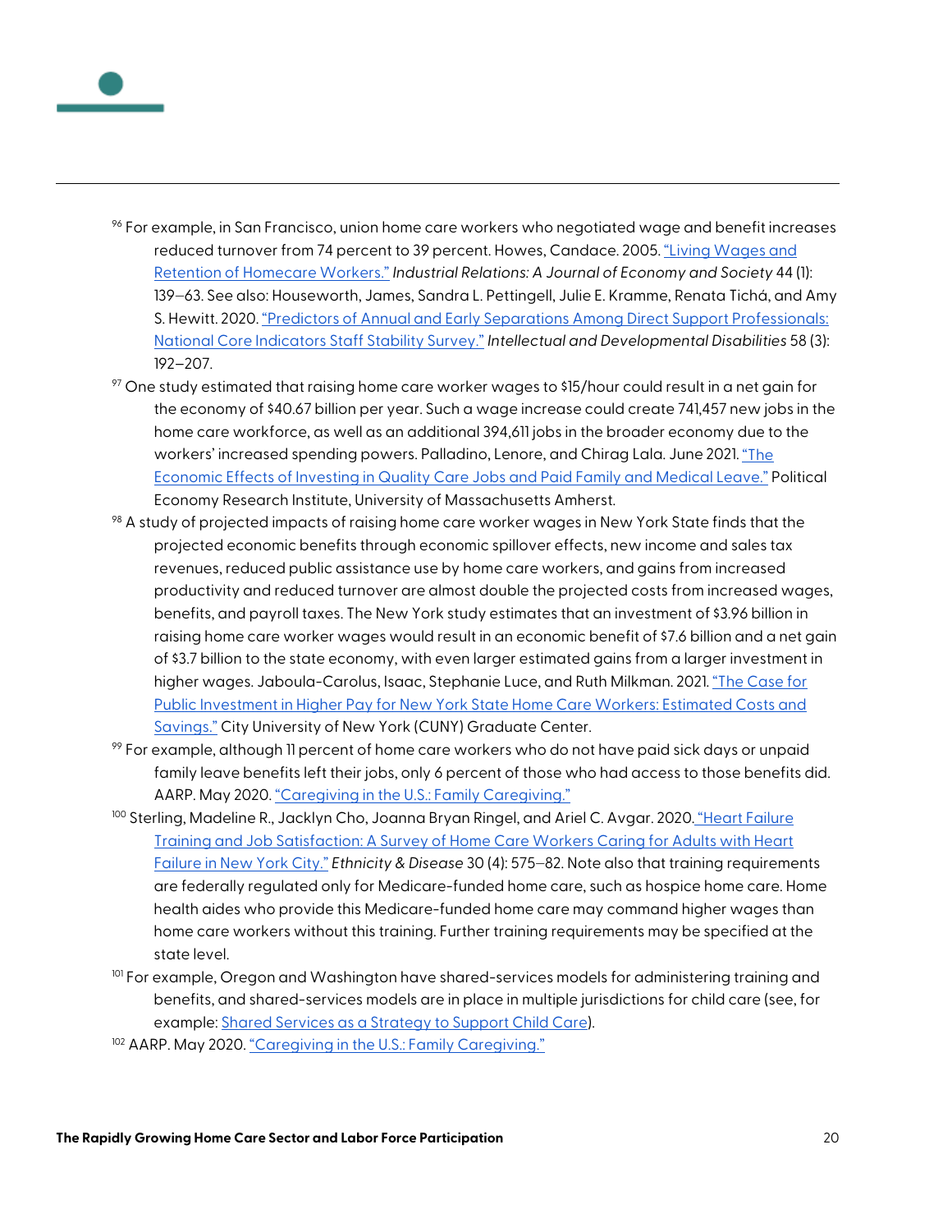[96] For example, in San Francisco, union home care workers who negotiated wage and benefit increases reduced turnover from 74 percent to 39 percent. Howes, Candace. 2005. "Living Wages and Retention of Homecare Workers." *Industrial Relations: A Journal of Economy and Society* 44 (1): 139–63. See also: Houseworth, James, Sandra L. Pettingell, Julie E. Kramme, Renata Tichá, and Amy S. Hewitt. 2020. "Predictors of Annual and Early Separations Among Direct Support Professionals: National Core Indicators Staff Stability Survey." *Intellectual and Developmental Disabilities* 58 (3): 192–207.

[97] One study estimated that raising home care worker wages to $15/hour could result in a net gain for the economy of $40.67 billion per year. Such a wage increase could create 741,457 new jobs in the home care workforce, as well as an additional 394,611 jobs in the broader economy due to the workers' increased spending powers. Palladino, Lenore, and Chirag Lala. June 2021. "The Economic Effects of Investing in Quality Care Jobs and Paid Family and Medical Leave." Political Economy Research Institute, University of Massachusetts Amherst.

[98] A study of projected impacts of raising home care worker wages in New York State finds that the projected economic benefits through economic spillover effects, new income and sales tax revenues, reduced public assistance use by home care workers, and gains from increased productivity and reduced turnover are almost double the projected costs from increased wages, benefits, and payroll taxes. The New York study estimates that an investment of $3.96 billion in raising home care worker wages would result in an economic benefit of $7.6 billion and a net gain of $3.7 billion to the state economy, with even larger estimated gains from a larger investment in higher wages. Jaboula-Carolus, Isaac, Stephanie Luce, and Ruth Milkman. 2021. "The Case for Public Investment in Higher Pay for New York State Home Care Workers: Estimated Costs and Savings." City University of New York (CUNY) Graduate Center.

[99] For example, although 11 percent of home care workers who do not have paid sick days or unpaid family leave benefits left their jobs, only 6 percent of those who had access to those benefits did. AARP. May 2020. "Caregiving in the U.S.: Family Caregiving."

[100] Sterling, Madeline R., Jacklyn Cho, Joanna Bryan Ringel, and Ariel C. Avgar. 2020. "Heart Failure Training and Job Satisfaction: A Survey of Home Care Workers Caring for Adults with Heart Failure in New York City." *Ethnicity & Disease* 30 (4): 575–82. Note also that training requirements are federally regulated only for Medicare-funded home care, such as hospice home care. Home health aides who provide this Medicare-funded home care may command higher wages than home care workers without this training. Further training requirements may be specified at the state level.

[101] For example, Oregon and Washington have shared-services models for administering training and benefits, and shared-services models are in place in multiple jurisdictions for child care (see, for example: Shared Services as a Strategy to Support Child Care).

[102] AARP. May 2020. "Caregiving in the U.S.: Family Caregiving."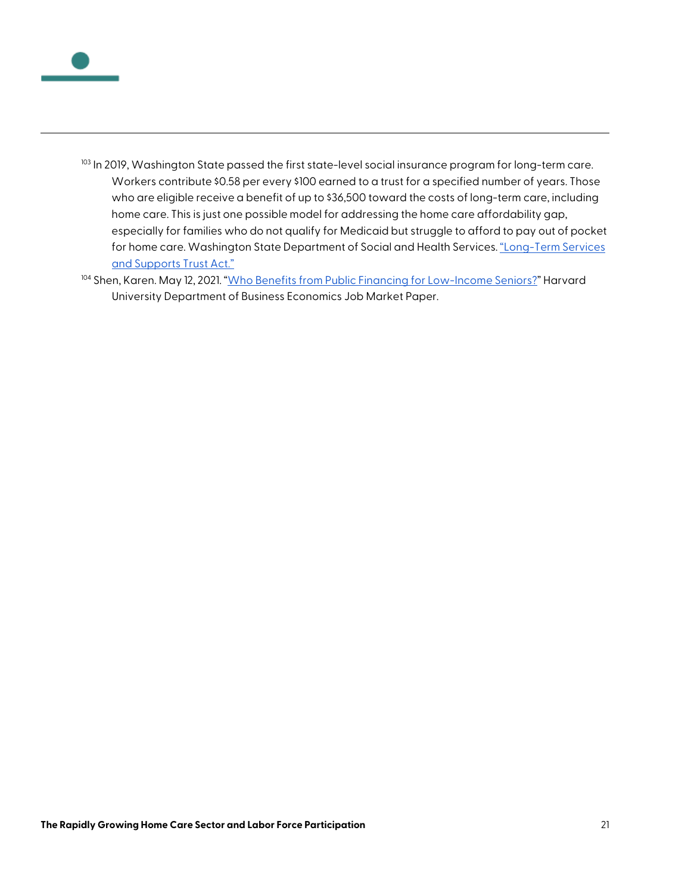[103] In 2019, Washington State passed the first state-level social insurance program for long-term care. Workers contribute $0.58 per every $100 earned to a trust for a specified number of years. Those who are eligible receive a benefit of up to $36,500 toward the costs of long-term care, including home care. This is just one possible model for addressing the home care affordability gap, especially for families who do not qualify for Medicaid but struggle to afford to pay out of pocket for home care. Washington State Department of Social and Health Services. "Long-Term Services and Supports Trust Act."

[104] Shen, Karen. May 12, 2021. "Who Benefits from Public Financing for Low-Income Seniors?" Harvard University Department of Business Economics Job Market Paper.